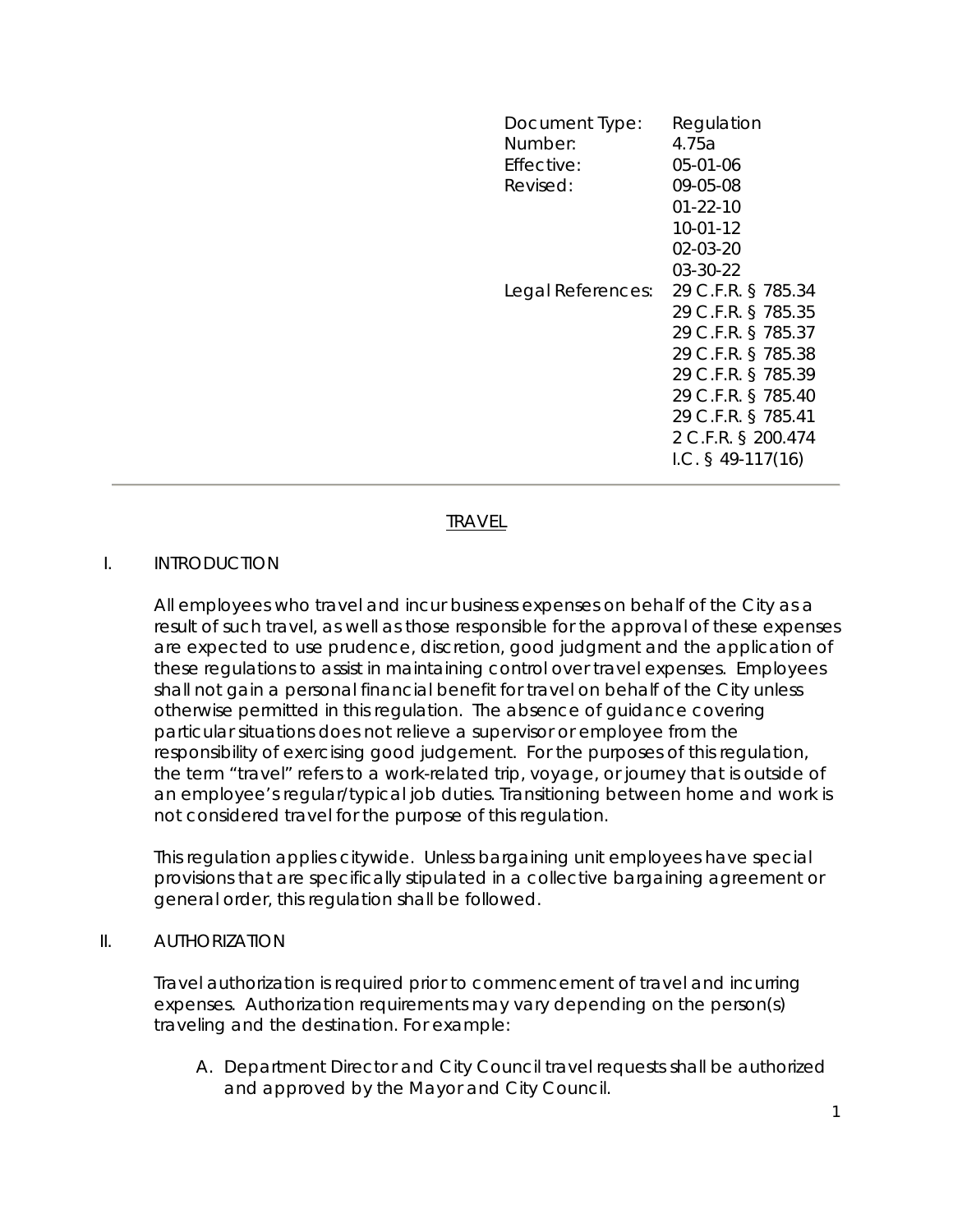| Document Type: | Regulation |
|---|---|
| Number: | 4.75a |
| Effective: | 05-01-06 |
| Revised: | 09-05-08 |
| | 01-22-10 |
| | 10-01-12 |
| | 02-03-20 |
| | 03-30-22 |
| Legal References: | 29 C.F.R. § 785.34 |
| | 29 C.F.R. § 785.35 |
| | 29 C.F.R. § 785.37 |
| | 29 C.F.R. § 785.38 |
| | 29 C.F.R. § 785.39 |
| | 29 C.F.R. § 785.40 |
| | 29 C.F.R. § 785.41 |
| | 2 C.F.R. § 200.474 |
| | I.C. § 49-117(16) |

---

# TRAVEL

## I. INTRODUCTION

All employees who travel and incur business expenses on behalf of the City as a result of such travel, as well as those responsible for the approval of these expenses are expected to use prudence, discretion, good judgment and the application of these regulations to assist in maintaining control over travel expenses. Employees shall not gain a personal financial benefit for travel on behalf of the City unless otherwise permitted in this regulation. The absence of guidance covering particular situations does not relieve a supervisor or employee from the responsibility of exercising good judgement. For the purposes of this regulation, the term "travel" refers to a work-related trip, voyage, or journey that is outside of an employee's regular/typical job duties. Transitioning between home and work is not considered travel for the purpose of this regulation.

This regulation applies citywide. Unless bargaining unit employees have special provisions that are specifically stipulated in a collective bargaining agreement or general order, this regulation shall be followed.

## II. AUTHORIZATION

Travel authorization is required prior to commencement of travel and incurring expenses. Authorization requirements may vary depending on the person(s) traveling and the destination. For example:

A. Department Director and City Council travel requests shall be authorized and approved by the Mayor and City Council.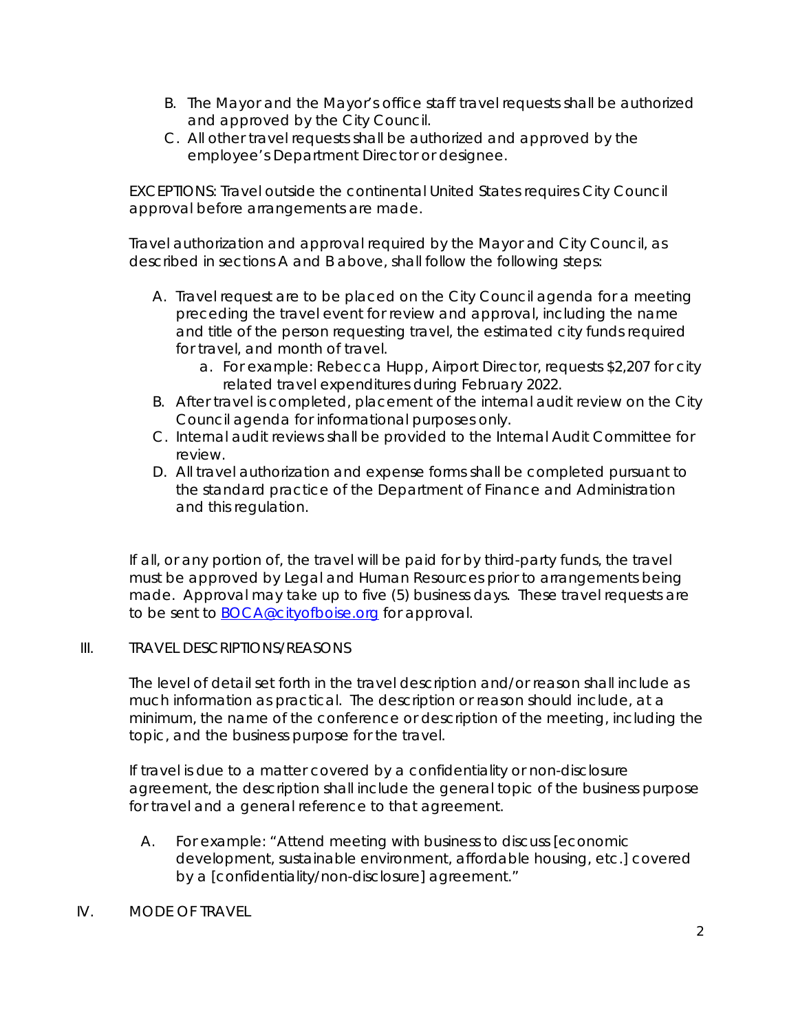B. The Mayor and the Mayor's office staff travel requests shall be authorized and approved by the City Council.
C. All other travel requests shall be authorized and approved by the employee's Department Director or designee.

EXCEPTIONS: Travel outside the continental United States requires City Council approval before arrangements are made.

Travel authorization and approval required by the Mayor and City Council, as described in sections A and B above, shall follow the following steps:

A. Travel request are to be placed on the City Council agenda for a meeting preceding the travel event for review and approval, including the name and title of the person requesting travel, the estimated city funds required for travel, and month of travel.
   a. For example: Rebecca Hupp, Airport Director, requests $2,207 for city related travel expenditures during February 2022.
B. After travel is completed, placement of the internal audit review on the City Council agenda for informational purposes only.
C. Internal audit reviews shall be provided to the Internal Audit Committee for review.
D. All travel authorization and expense forms shall be completed pursuant to the standard practice of the Department of Finance and Administration and this regulation.

If all, or any portion of, the travel will be paid for by third-party funds, the travel must be approved by Legal and Human Resources prior to arrangements being made. Approval may take up to five (5) business days. These travel requests are to be sent to BOCA@cityofboise.org for approval.

## III. TRAVEL DESCRIPTIONS/REASONS

The level of detail set forth in the travel description and/or reason shall include as much information as practical. The description or reason should include, at a minimum, the name of the conference or description of the meeting, including the topic, and the business purpose for the travel.

If travel is due to a matter covered by a confidentiality or non-disclosure agreement, the description shall include the general topic of the business purpose for travel and a general reference to that agreement.

A. For example: "Attend meeting with business to discuss [economic development, sustainable environment, affordable housing, etc.] covered by a [confidentiality/non-disclosure] agreement."

## IV. MODE OF TRAVEL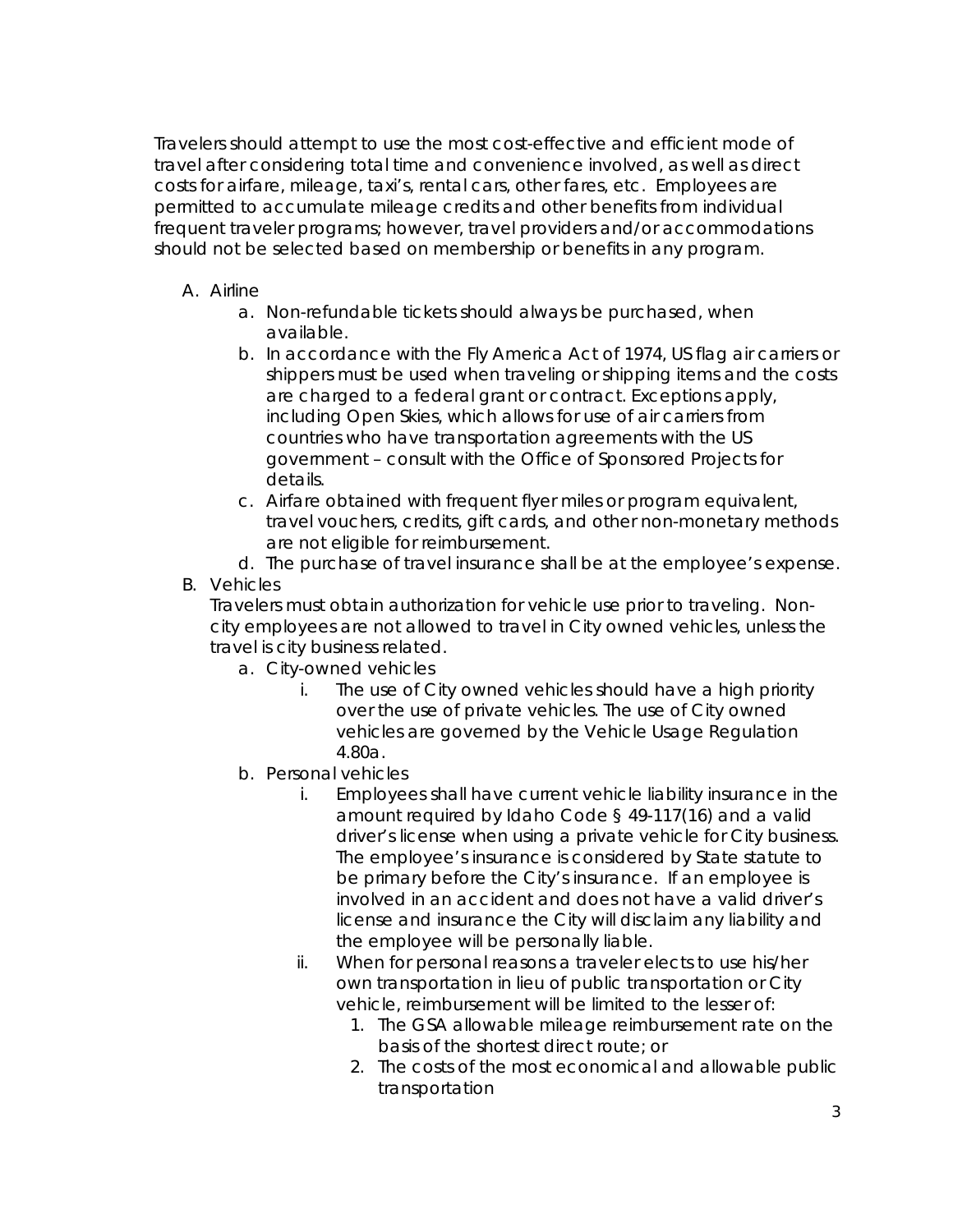Travelers should attempt to use the most cost-effective and efficient mode of travel after considering total time and convenience involved, as well as direct costs for airfare, mileage, taxi's, rental cars, other fares, etc. Employees are permitted to accumulate mileage credits and other benefits from individual frequent traveler programs; however, travel providers and/or accommodations should not be selected based on membership or benefits in any program.

A. Airline
    a. Non-refundable tickets should always be purchased, when available.
    b. In accordance with the Fly America Act of 1974, US flag air carriers or shippers must be used when traveling or shipping items and the costs are charged to a federal grant or contract. Exceptions apply, including Open Skies, which allows for use of air carriers from countries who have transportation agreements with the US government – consult with the Office of Sponsored Projects for details.
    c. Airfare obtained with frequent flyer miles or program equivalent, travel vouchers, credits, gift cards, and other non-monetary methods are not eligible for reimbursement.
    d. The purchase of travel insurance shall be at the employee's expense.

B. Vehicles

   Travelers must obtain authorization for vehicle use prior to traveling. Non-city employees are not allowed to travel in City owned vehicles, unless the travel is city business related.
    a. City-owned vehicles
        i. The use of City owned vehicles should have a high priority over the use of private vehicles. The use of City owned vehicles are governed by the Vehicle Usage Regulation 4.80a.
    b. Personal vehicles
        i. Employees shall have current vehicle liability insurance in the amount required by Idaho Code § 49-117(16) and a valid driver's license when using a private vehicle for City business. The employee's insurance is considered by State statute to be primary before the City's insurance. If an employee is involved in an accident and does not have a valid driver's license and insurance the City will disclaim any liability and the employee will be personally liable.
        ii. When for personal reasons a traveler elects to use his/her own transportation in lieu of public transportation or City vehicle, reimbursement will be limited to the lesser of:
            1. The GSA allowable mileage reimbursement rate on the basis of the shortest direct route; or
            2. The costs of the most economical and allowable public transportation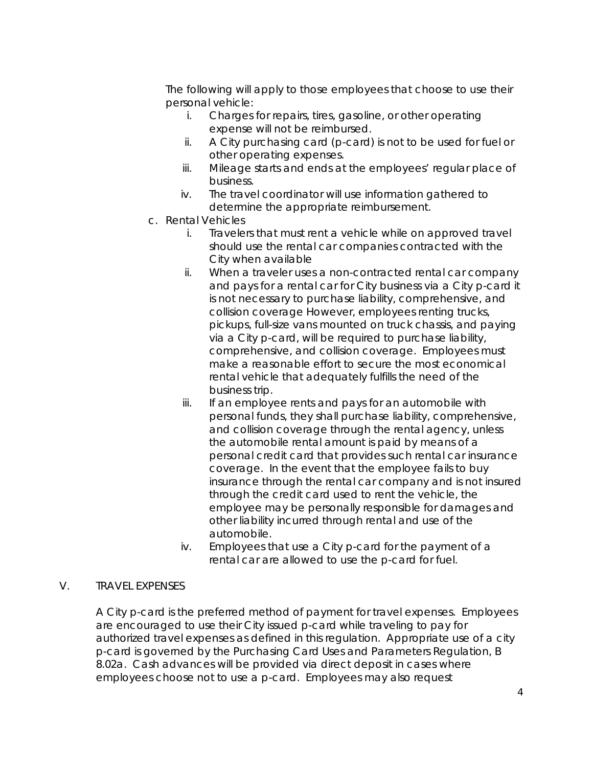The following will apply to those employees that choose to use their personal vehicle:

  i. Charges for repairs, tires, gasoline, or other operating expense will not be reimbursed.
  ii. A City purchasing card (p-card) is not to be used for fuel or other operating expenses.
  iii. Mileage starts and ends at the employees' regular place of business.
  iv. The travel coordinator will use information gathered to determine the appropriate reimbursement.

c. Rental Vehicles

  i. Travelers that must rent a vehicle while on approved travel should use the rental car companies contracted with the City when available
  ii. When a traveler uses a non-contracted rental car company and pays for a rental car for City business via a City p-card it is not necessary to purchase liability, comprehensive, and collision coverage However, employees renting trucks, pickups, full-size vans mounted on truck chassis, and paying via a City p-card, will be required to purchase liability, comprehensive, and collision coverage. Employees must make a reasonable effort to secure the most economical rental vehicle that adequately fulfills the need of the business trip.
  iii. If an employee rents and pays for an automobile with personal funds, they shall purchase liability, comprehensive, and collision coverage through the rental agency, unless the automobile rental amount is paid by means of a personal credit card that provides such rental car insurance coverage. In the event that the employee fails to buy insurance through the rental car company and is not insured through the credit card used to rent the vehicle, the employee may be personally responsible for damages and other liability incurred through rental and use of the automobile.
  iv. Employees that use a City p-card for the payment of a rental car are allowed to use the p-card for fuel.

## V. TRAVEL EXPENSES

A City p-card is the preferred method of payment for travel expenses. Employees are encouraged to use their City issued p-card while traveling to pay for authorized travel expenses as defined in this regulation. Appropriate use of a city p-card is governed by the Purchasing Card Uses and Parameters Regulation, B 8.02a. Cash advances will be provided via direct deposit in cases where employees choose not to use a p-card. Employees may also request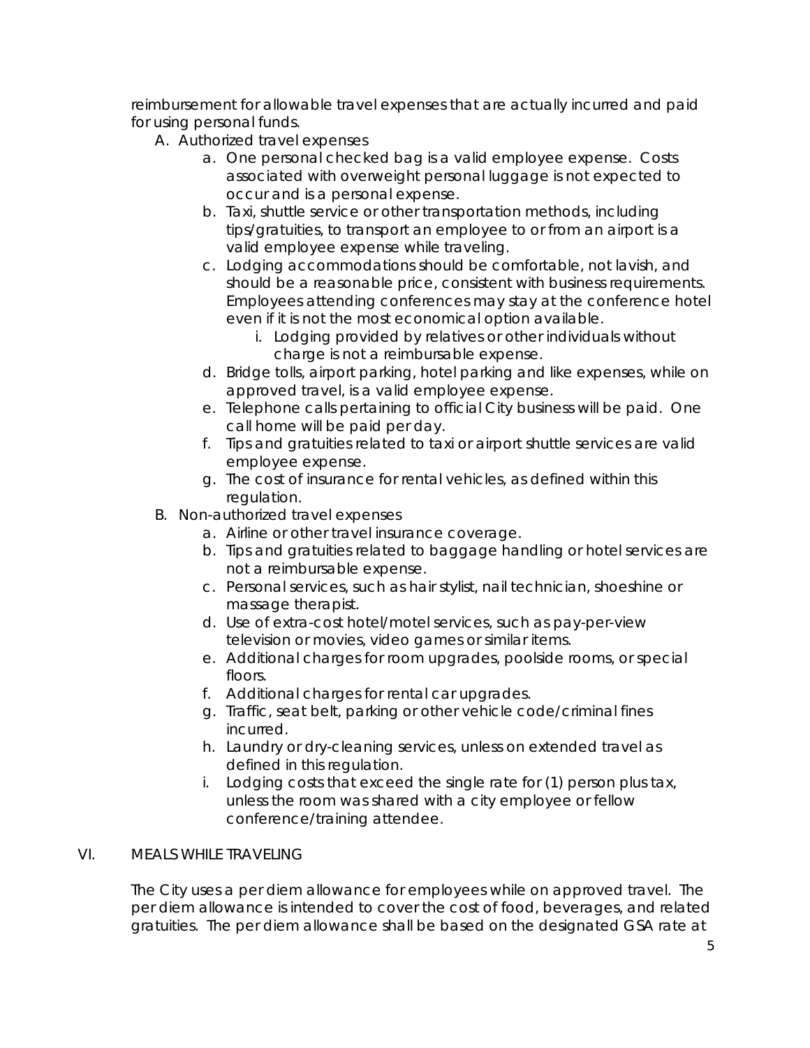reimbursement for allowable travel expenses that are actually incurred and paid for using personal funds.

A. Authorized travel expenses
   a. One personal checked bag is a valid employee expense. Costs associated with overweight personal luggage is not expected to occur and is a personal expense.
   b. Taxi, shuttle service or other transportation methods, including tips/gratuities, to transport an employee to or from an airport is a valid employee expense while traveling.
   c. Lodging accommodations should be comfortable, not lavish, and should be a reasonable price, consistent with business requirements. Employees attending conferences may stay at the conference hotel even if it is not the most economical option available.
      i. Lodging provided by relatives or other individuals without charge is not a reimbursable expense.
   d. Bridge tolls, airport parking, hotel parking and like expenses, while on approved travel, is a valid employee expense.
   e. Telephone calls pertaining to official City business will be paid. One call home will be paid per day.
   f. Tips and gratuities related to taxi or airport shuttle services are valid employee expense.
   g. The cost of insurance for rental vehicles, as defined within this regulation.

B. Non-authorized travel expenses
   a. Airline or other travel insurance coverage.
   b. Tips and gratuities related to baggage handling or hotel services are not a reimbursable expense.
   c. Personal services, such as hair stylist, nail technician, shoeshine or massage therapist.
   d. Use of extra-cost hotel/motel services, such as pay-per-view television or movies, video games or similar items.
   e. Additional charges for room upgrades, poolside rooms, or special floors.
   f. Additional charges for rental car upgrades.
   g. Traffic, seat belt, parking or other vehicle code/criminal fines incurred.
   h. Laundry or dry-cleaning services, unless on extended travel as defined in this regulation.
   i. Lodging costs that exceed the single rate for (1) person plus tax, unless the room was shared with a city employee or fellow conference/training attendee.

## VI. MEALS WHILE TRAVELING

The City uses a per diem allowance for employees while on approved travel. The per diem allowance is intended to cover the cost of food, beverages, and related gratuities. The per diem allowance shall be based on the designated GSA rate at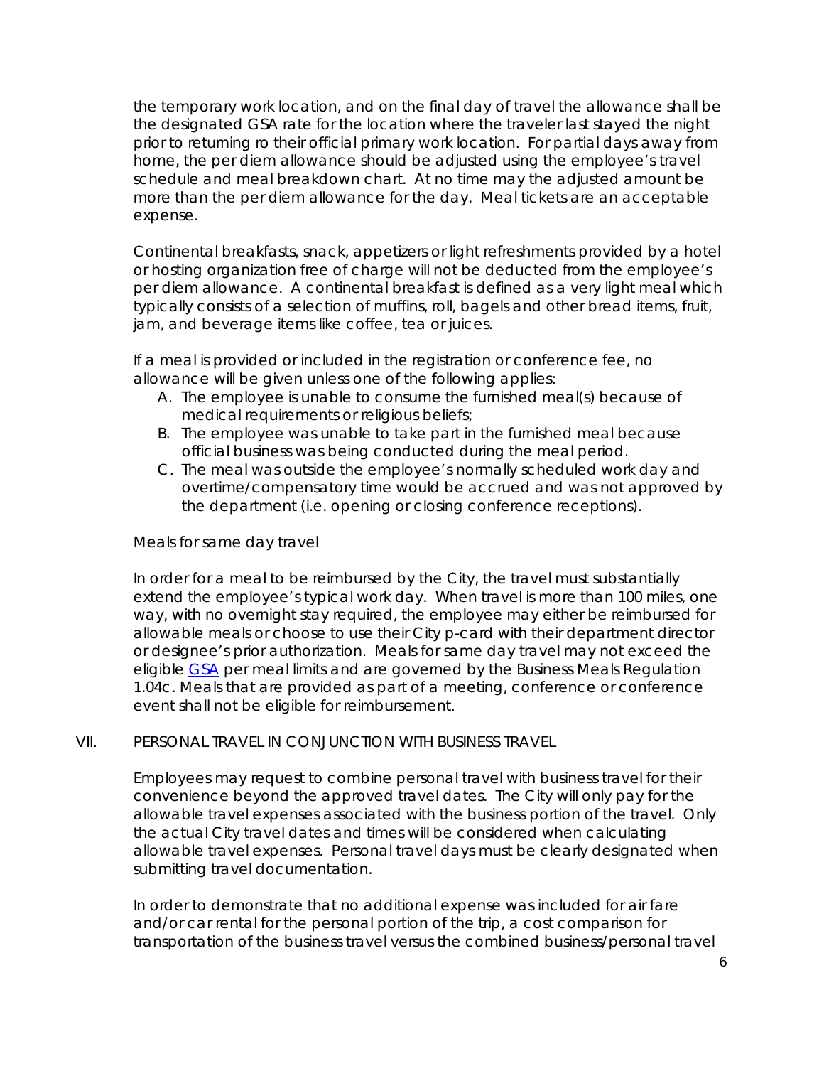the temporary work location, and on the final day of travel the allowance shall be the designated GSA rate for the location where the traveler last stayed the night prior to returning ro their official primary work location. For partial days away from home, the per diem allowance should be adjusted using the employee's travel schedule and meal breakdown chart. At no time may the adjusted amount be more than the per diem allowance for the day. Meal tickets are an acceptable expense.

Continental breakfasts, snack, appetizers or light refreshments provided by a hotel or hosting organization free of charge will not be deducted from the employee's per diem allowance. A continental breakfast is defined as a very light meal which typically consists of a selection of muffins, roll, bagels and other bread items, fruit, jam, and beverage items like coffee, tea or juices.

If a meal is provided or included in the registration or conference fee, no allowance will be given unless one of the following applies:

A. The employee is unable to consume the furnished meal(s) because of medical requirements or religious beliefs;
B. The employee was unable to take part in the furnished meal because official business was being conducted during the meal period.
C. The meal was outside the employee's normally scheduled work day and overtime/compensatory time would be accrued and was not approved by the department (i.e. opening or closing conference receptions).

Meals for same day travel

In order for a meal to be reimbursed by the City, the travel must substantially extend the employee's typical work day. When travel is more than 100 miles, one way, with no overnight stay required, the employee may either be reimbursed for allowable meals or choose to use their City p-card with their department director or designee's prior authorization. Meals for same day travel may not exceed the eligible [GSA] per meal limits and are governed by the Business Meals Regulation 1.04c. Meals that are provided as part of a meeting, conference or conference event shall not be eligible for reimbursement.

## VII. PERSONAL TRAVEL IN CONJUNCTION WITH BUSINESS TRAVEL

Employees may request to combine personal travel with business travel for their convenience beyond the approved travel dates. The City will only pay for the allowable travel expenses associated with the business portion of the travel. Only the actual City travel dates and times will be considered when calculating allowable travel expenses. Personal travel days must be clearly designated when submitting travel documentation.

In order to demonstrate that no additional expense was included for air fare and/or car rental for the personal portion of the trip, a cost comparison for transportation of the business travel versus the combined business/personal travel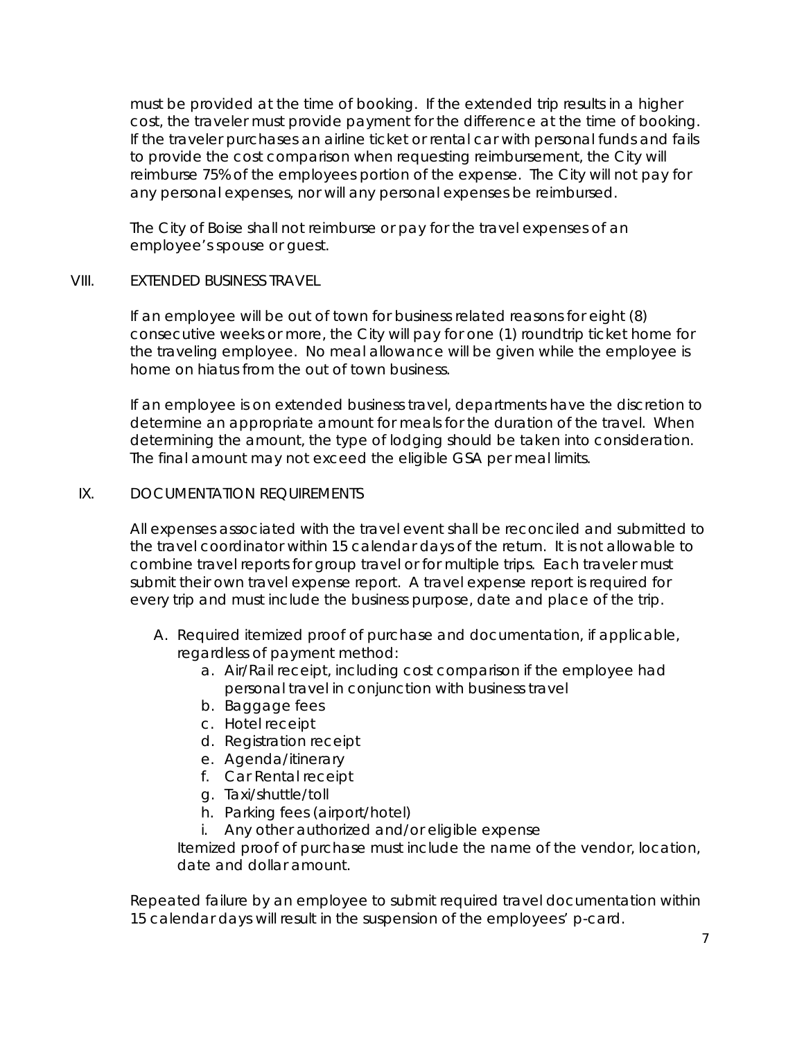must be provided at the time of booking. If the extended trip results in a higher cost, the traveler must provide payment for the difference at the time of booking. If the traveler purchases an airline ticket or rental car with personal funds and fails to provide the cost comparison when requesting reimbursement, the City will reimburse 75% of the employees portion of the expense. The City will not pay for any personal expenses, nor will any personal expenses be reimbursed.

The City of Boise shall not reimburse or pay for the travel expenses of an employee's spouse or guest.

## VIII. EXTENDED BUSINESS TRAVEL

If an employee will be out of town for business related reasons for eight (8) consecutive weeks or more, the City will pay for one (1) roundtrip ticket home for the traveling employee. No meal allowance will be given while the employee is home on hiatus from the out of town business.

If an employee is on extended business travel, departments have the discretion to determine an appropriate amount for meals for the duration of the travel. When determining the amount, the type of lodging should be taken into consideration. The final amount may not exceed the eligible GSA per meal limits.

## IX. DOCUMENTATION REQUIREMENTS

All expenses associated with the travel event shall be reconciled and submitted to the travel coordinator within 15 calendar days of the return. It is not allowable to combine travel reports for group travel or for multiple trips. Each traveler must submit their own travel expense report. A travel expense report is required for every trip and must include the business purpose, date and place of the trip.

A. Required itemized proof of purchase and documentation, if applicable, regardless of payment method:
   a. Air/Rail receipt, including cost comparison if the employee had personal travel in conjunction with business travel
   b. Baggage fees
   c. Hotel receipt
   d. Registration receipt
   e. Agenda/itinerary
   f. Car Rental receipt
   g. Taxi/shuttle/toll
   h. Parking fees (airport/hotel)
   i. Any other authorized and/or eligible expense

   Itemized proof of purchase must include the name of the vendor, location, date and dollar amount.

Repeated failure by an employee to submit required travel documentation within 15 calendar days will result in the suspension of the employees' p-card.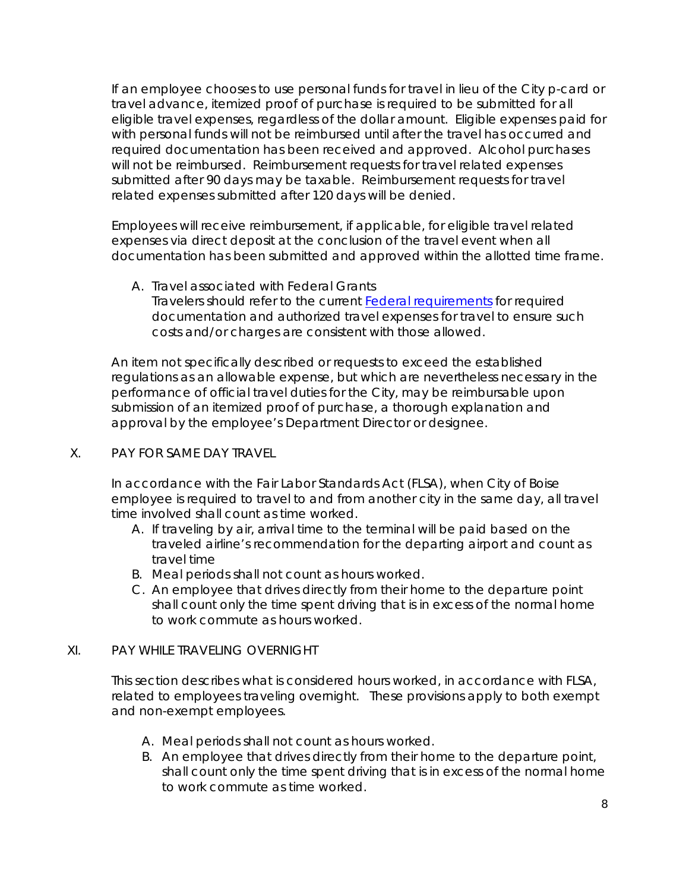If an employee chooses to use personal funds for travel in lieu of the City p-card or travel advance, itemized proof of purchase is required to be submitted for all eligible travel expenses, regardless of the dollar amount. Eligible expenses paid for with personal funds will not be reimbursed until after the travel has occurred and required documentation has been received and approved. Alcohol purchases will not be reimbursed. Reimbursement requests for travel related expenses submitted after 90 days may be taxable. Reimbursement requests for travel related expenses submitted after 120 days will be denied.

Employees will receive reimbursement, if applicable, for eligible travel related expenses via direct deposit at the conclusion of the travel event when all documentation has been submitted and approved within the allotted time frame.

A. Travel associated with Federal Grants
   Travelers should refer to the current [Federal requirements] for required documentation and authorized travel expenses for travel to ensure such costs and/or charges are consistent with those allowed.

An item not specifically described or requests to exceed the established regulations as an allowable expense, but which are nevertheless necessary in the performance of official travel duties for the City, may be reimbursable upon submission of an itemized proof of purchase, a thorough explanation and approval by the employee's Department Director or designee.

## X. PAY FOR SAME DAY TRAVEL

In accordance with the Fair Labor Standards Act (FLSA), when City of Boise employee is required to travel to and from another city in the same day, all travel time involved shall count as time worked.

A. If traveling by air, arrival time to the terminal will be paid based on the traveled airline's recommendation for the departing airport and count as travel time
B. Meal periods shall not count as hours worked.
C. An employee that drives directly from their home to the departure point shall count only the time spent driving that is in excess of the normal home to work commute as hours worked.

## XI. PAY WHILE TRAVELING OVERNIGHT

This section describes what is considered hours worked, in accordance with FLSA, related to employees traveling overnight. These provisions apply to both exempt and non-exempt employees.

A. Meal periods shall not count as hours worked.
B. An employee that drives directly from their home to the departure point, shall count only the time spent driving that is in excess of the normal home to work commute as time worked.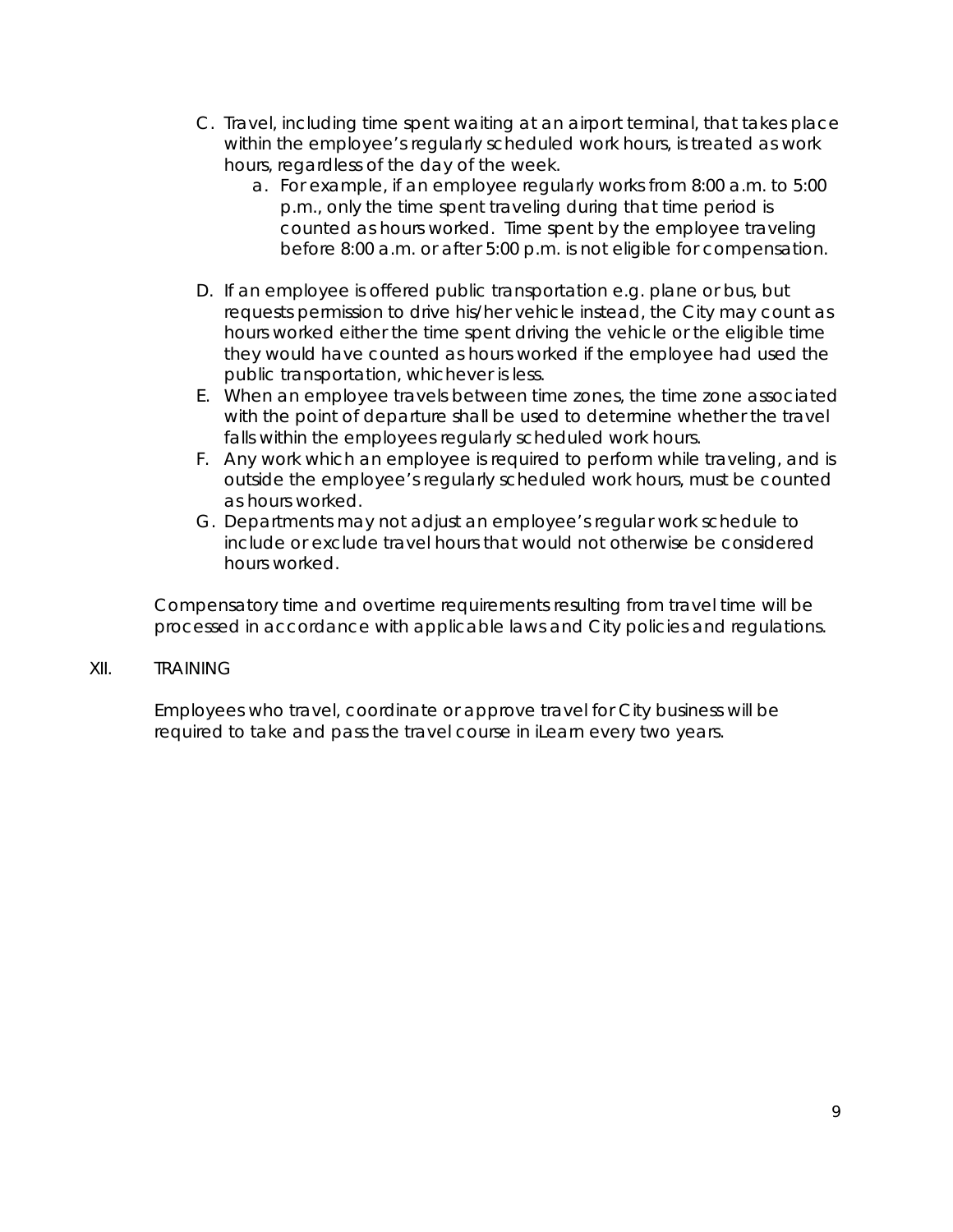C. Travel, including time spent waiting at an airport terminal, that takes place within the employee's regularly scheduled work hours, is treated as work hours, regardless of the day of the week.
   a. For example, if an employee regularly works from 8:00 a.m. to 5:00 p.m., only the time spent traveling during that time period is counted as hours worked. Time spent by the employee traveling before 8:00 a.m. or after 5:00 p.m. is not eligible for compensation.

D. If an employee is offered public transportation e.g. plane or bus, but requests permission to drive his/her vehicle instead, the City may count as hours worked either the time spent driving the vehicle or the eligible time they would have counted as hours worked if the employee had used the public transportation, whichever is less.

E. When an employee travels between time zones, the time zone associated with the point of departure shall be used to determine whether the travel falls within the employees regularly scheduled work hours.

F. Any work which an employee is required to perform while traveling, and is outside the employee's regularly scheduled work hours, must be counted as hours worked.

G. Departments may not adjust an employee's regular work schedule to include or exclude travel hours that would not otherwise be considered hours worked.

Compensatory time and overtime requirements resulting from travel time will be processed in accordance with applicable laws and City policies and regulations.

## XII. TRAINING

Employees who travel, coordinate or approve travel for City business will be required to take and pass the travel course in iLearn every two years.